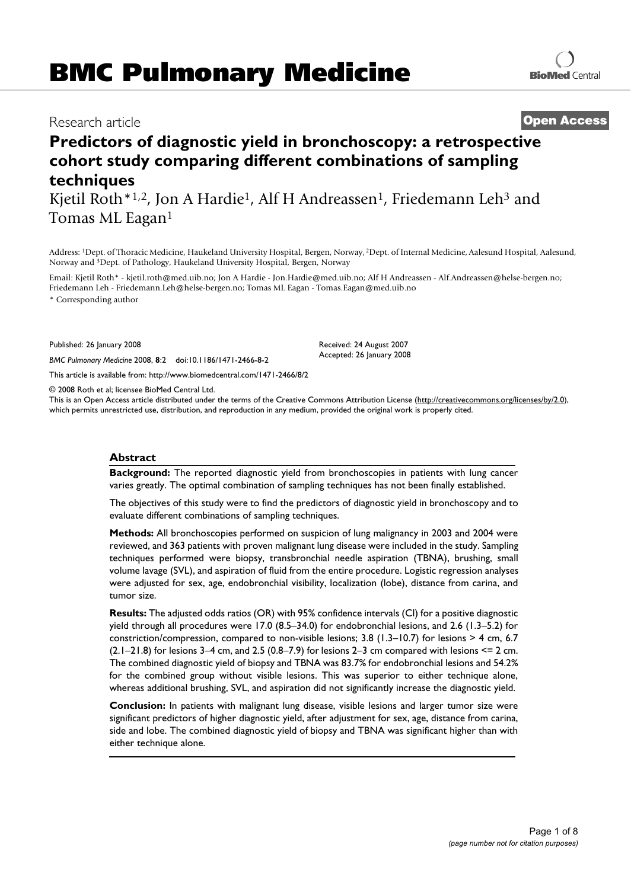# BMC Pulmonary Medicine

Research article **Open Access**

# Predictors of diagnostic yield in bronchoscopy: a retrospective cohort study comparing different combinations of sampling techniques

Kjetil Roth*[1,2], Jon A Hardie[1], Alf H Andreassen[1], Friedemann Leh[3] and Tomas ML Eagan[1]

Address: [1]Dept. of Thoracic Medicine, Haukeland University Hospital, Bergen, Norway, [2]Dept. of Internal Medicine, Aalesund Hospital, Aalesund, Norway and [3]Dept. of Pathology, Haukeland University Hospital, Bergen, Norway

Email: Kjetil Roth* - kjetil.roth@med.uib.no; Jon A Hardie - Jon.Hardie@med.uib.no; Alf H Andreassen - Alf.Andreassen@helse-bergen.no; Friedemann Leh - Friedemann.Leh@helse-bergen.no; Tomas ML Eagan - Tomas.Eagan@med.uib.no

\* Corresponding author

Published: 26 January 2008

*BMC Pulmonary Medicine* 2008, **8**:2 doi:10.1186/1471-2466-8-2

Received: 24 August 2007
Accepted: 26 January 2008

This article is available from: http://www.biomedcentral.com/1471-2466/8/2

© 2008 Roth et al; licensee BioMed Central Ltd.

This is an Open Access article distributed under the terms of the Creative Commons Attribution License (http://creativecommons.org/licenses/by/2.0), which permits unrestricted use, distribution, and reproduction in any medium, provided the original work is properly cited.

## Abstract

**Background:** The reported diagnostic yield from bronchoscopies in patients with lung cancer varies greatly. The optimal combination of sampling techniques has not been finally established.

The objectives of this study were to find the predictors of diagnostic yield in bronchoscopy and to evaluate different combinations of sampling techniques.

**Methods:** All bronchoscopies performed on suspicion of lung malignancy in 2003 and 2004 were reviewed, and 363 patients with proven malignant lung disease were included in the study. Sampling techniques performed were biopsy, transbronchial needle aspiration (TBNA), brushing, small volume lavage (SVL), and aspiration of fluid from the entire procedure. Logistic regression analyses were adjusted for sex, age, endobronchial visibility, localization (lobe), distance from carina, and tumor size.

**Results:** The adjusted odds ratios (OR) with 95% confidence intervals (CI) for a positive diagnostic yield through all procedures were 17.0 (8.5–34.0) for endobronchial lesions, and 2.6 (1.3–5.2) for constriction/compression, compared to non-visible lesions; 3.8 (1.3–10.7) for lesions > 4 cm, 6.7 (2.1–21.8) for lesions 3–4 cm, and 2.5 (0.8–7.9) for lesions 2–3 cm compared with lesions <= 2 cm. The combined diagnostic yield of biopsy and TBNA was 83.7% for endobronchial lesions and 54.2% for the combined group without visible lesions. This was superior to either technique alone, whereas additional brushing, SVL, and aspiration did not significantly increase the diagnostic yield.

**Conclusion:** In patients with malignant lung disease, visible lesions and larger tumor size were significant predictors of higher diagnostic yield, after adjustment for sex, age, distance from carina, side and lobe. The combined diagnostic yield of biopsy and TBNA was significant higher than with either technique alone.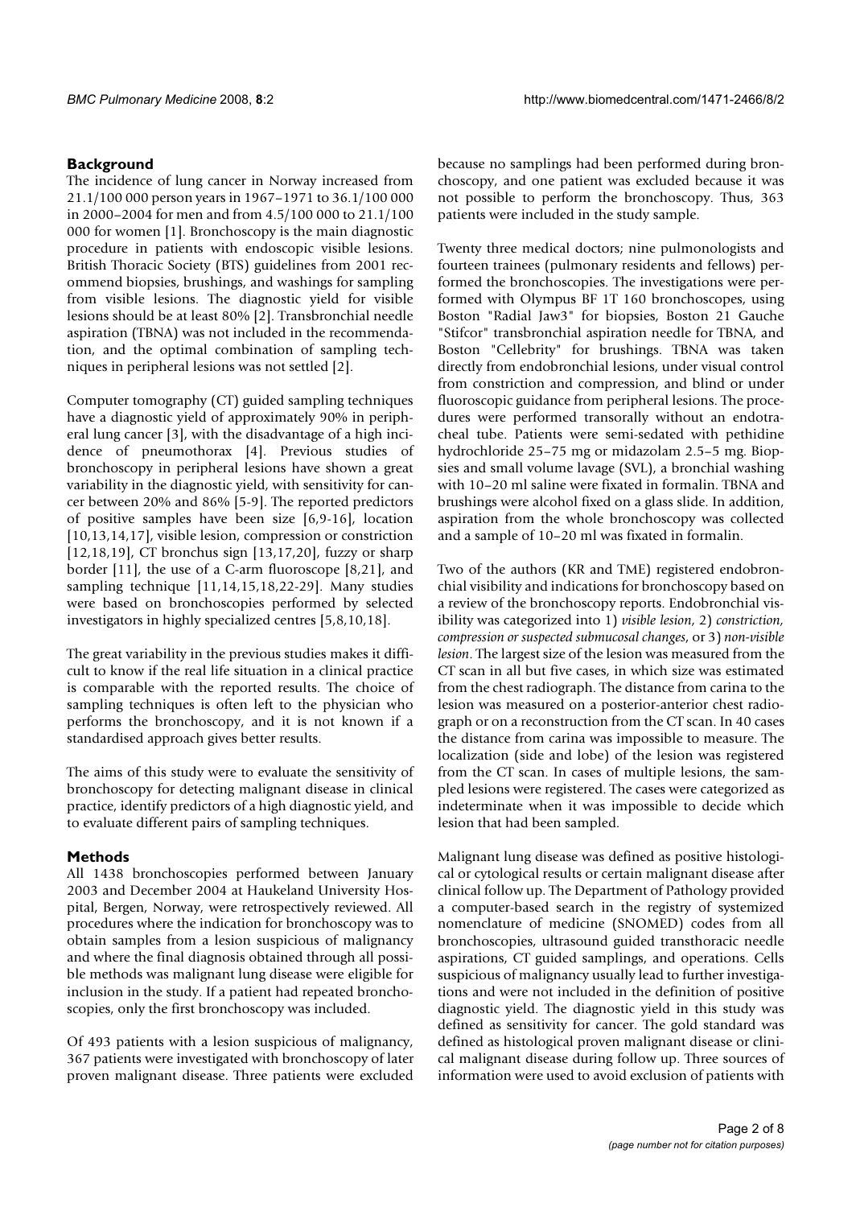## Background

The incidence of lung cancer in Norway increased from 21.1/100 000 person years in 1967–1971 to 36.1/100 000 in 2000–2004 for men and from 4.5/100 000 to 21.1/100 000 for women [1]. Bronchoscopy is the main diagnostic procedure in patients with endoscopic visible lesions. British Thoracic Society (BTS) guidelines from 2001 recommend biopsies, brushings, and washings for sampling from visible lesions. The diagnostic yield for visible lesions should be at least 80% [2]. Transbronchial needle aspiration (TBNA) was not included in the recommendation, and the optimal combination of sampling techniques in peripheral lesions was not settled [2].

Computer tomography (CT) guided sampling techniques have a diagnostic yield of approximately 90% in peripheral lung cancer [3], with the disadvantage of a high incidence of pneumothorax [4]. Previous studies of bronchoscopy in peripheral lesions have shown a great variability in the diagnostic yield, with sensitivity for cancer between 20% and 86% [5-9]. The reported predictors of positive samples have been size [6,9-16], location [10,13,14,17], visible lesion, compression or constriction [12,18,19], CT bronchus sign [13,17,20], fuzzy or sharp border [11], the use of a C-arm fluoroscope [8,21], and sampling technique [11,14,15,18,22-29]. Many studies were based on bronchoscopies performed by selected investigators in highly specialized centres [5,8,10,18].

The great variability in the previous studies makes it difficult to know if the real life situation in a clinical practice is comparable with the reported results. The choice of sampling techniques is often left to the physician who performs the bronchoscopy, and it is not known if a standardised approach gives better results.

The aims of this study were to evaluate the sensitivity of bronchoscopy for detecting malignant disease in clinical practice, identify predictors of a high diagnostic yield, and to evaluate different pairs of sampling techniques.

## Methods

All 1438 bronchoscopies performed between January 2003 and December 2004 at Haukeland University Hospital, Bergen, Norway, were retrospectively reviewed. All procedures where the indication for bronchoscopy was to obtain samples from a lesion suspicious of malignancy and where the final diagnosis obtained through all possible methods was malignant lung disease were eligible for inclusion in the study. If a patient had repeated bronchoscopies, only the first bronchoscopy was included.

Of 493 patients with a lesion suspicious of malignancy, 367 patients were investigated with bronchoscopy of later proven malignant disease. Three patients were excluded because no samplings had been performed during bronchoscopy, and one patient was excluded because it was not possible to perform the bronchoscopy. Thus, 363 patients were included in the study sample.

Twenty three medical doctors; nine pulmonologists and fourteen trainees (pulmonary residents and fellows) performed the bronchoscopies. The investigations were performed with Olympus BF 1T 160 bronchoscopes, using Boston "Radial Jaw3" for biopsies, Boston 21 Gauche "Stifcor" transbronchial aspiration needle for TBNA, and Boston "Cellebrity" for brushings. TBNA was taken directly from endobronchial lesions, under visual control from constriction and compression, and blind or under fluoroscopic guidance from peripheral lesions. The procedures were performed transorally without an endotracheal tube. Patients were semi-sedated with pethidine hydrochloride 25–75 mg or midazolam 2.5–5 mg. Biopsies and small volume lavage (SVL), a bronchial washing with 10–20 ml saline were fixated in formalin. TBNA and brushings were alcohol fixed on a glass slide. In addition, aspiration from the whole bronchoscopy was collected and a sample of 10–20 ml was fixated in formalin.

Two of the authors (KR and TME) registered endobronchial visibility and indications for bronchoscopy based on a review of the bronchoscopy reports. Endobronchial visibility was categorized into 1) *visible lesion*, 2) *constriction, compression or suspected submucosal changes*, or 3) *non-visible lesion*. The largest size of the lesion was measured from the CT scan in all but five cases, in which size was estimated from the chest radiograph. The distance from carina to the lesion was measured on a posterior-anterior chest radiograph or on a reconstruction from the CT scan. In 40 cases the distance from carina was impossible to measure. The localization (side and lobe) of the lesion was registered from the CT scan. In cases of multiple lesions, the sampled lesions were registered. The cases were categorized as indeterminate when it was impossible to decide which lesion that had been sampled.

Malignant lung disease was defined as positive histological or cytological results or certain malignant disease after clinical follow up. The Department of Pathology provided a computer-based search in the registry of systemized nomenclature of medicine (SNOMED) codes from all bronchoscopies, ultrasound guided transthoracic needle aspirations, CT guided samplings, and operations. Cells suspicious of malignancy usually lead to further investigations and were not included in the definition of positive diagnostic yield. The diagnostic yield in this study was defined as sensitivity for cancer. The gold standard was defined as histological proven malignant disease or clinical malignant disease during follow up. Three sources of information were used to avoid exclusion of patients with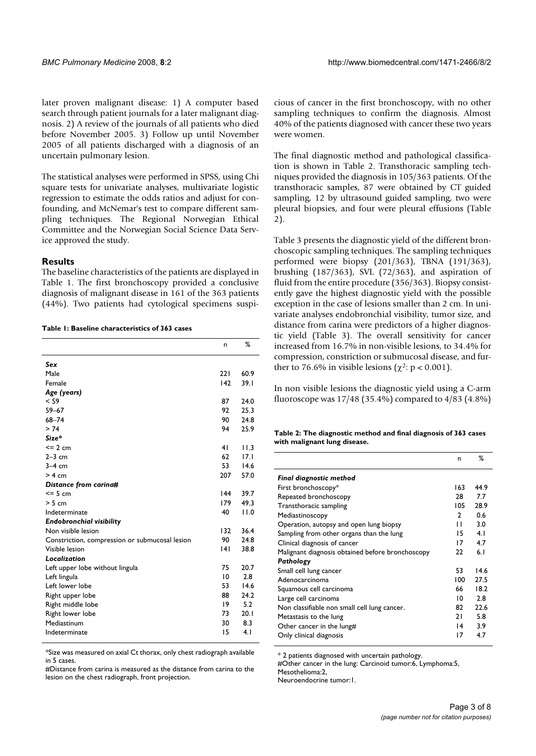later proven malignant disease: 1) A computer based search through patient journals for a later malignant diagnosis. 2) A review of the journals of all patients who died before November 2005. 3) Follow up until November 2005 of all patients discharged with a diagnosis of an uncertain pulmonary lesion.

The statistical analyses were performed in SPSS, using Chi square tests for univariate analyses, multivariate logistic regression to estimate the odds ratios and adjust for confounding, and McNemar's test to compare different sampling techniques. The Regional Norwegian Ethical Committee and the Norwegian Social Science Data Service approved the study.

## Results

The baseline characteristics of the patients are displayed in Table 1. The first bronchoscopy provided a conclusive diagnosis of malignant disease in 161 of the 363 patients (44%). Two patients had cytological specimens suspicious of cancer in the first bronchoscopy, with no other sampling techniques to confirm the diagnosis. Almost 40% of the patients diagnosed with cancer these two years were women.

**Table 1: Baseline characteristics of 363 cases**

| | n | % |
|---|---|---|
| ***Sex*** | | |
| Male | 221 | 60.9 |
| Female | 142 | 39.1 |
| ***Age (years)*** | | |
| < 59 | 87 | 24.0 |
| 59–67 | 92 | 25.3 |
| 68–74 | 90 | 24.8 |
| > 74 | 94 | 25.9 |
| ***Size**** | | |
| <= 2 cm | 41 | 11.3 |
| 2–3 cm | 62 | 17.1 |
| 3–4 cm | 53 | 14.6 |
| > 4 cm | 207 | 57.0 |
| ***Distance from carina#*** | | |
| <= 5 cm | 144 | 39.7 |
| > 5 cm | 179 | 49.3 |
| Indeterminate | 40 | 11.0 |
| ***Endobronchial visibility*** | | |
| Non visible lesion | 132 | 36.4 |
| Constriction, compression or submucosal lesion | 90 | 24.8 |
| Visible lesion | 141 | 38.8 |
| ***Localization*** | | |
| Left upper lobe without lingula | 75 | 20.7 |
| Left lingula | 10 | 2.8 |
| Left lower lobe | 53 | 14.6 |
| Right upper lobe | 88 | 24.2 |
| Right middle lobe | 19 | 5.2 |
| Right lower lobe | 73 | 20.1 |
| Mediastinum | 30 | 8.3 |
| Indeterminate | 15 | 4.1 |

*Size was measured on axial Ct thorax, only chest radiograph available in 5 cases.

#Distance from carina is measured as the distance from carina to the lesion on the chest radiograph, front projection.

The final diagnostic method and pathological classification is shown in Table 2. Transthoracic sampling techniques provided the diagnosis in 105/363 patients. Of the transthoracic samples, 87 were obtained by CT guided sampling, 12 by ultrasound guided sampling, two were pleural biopsies, and four were pleural effusions (Table 2).

Table 3 presents the diagnostic yield of the different bronchoscopic sampling techniques. The sampling techniques performed were biopsy (201/363), TBNA (191/363), brushing (187/363), SVL (72/363), and aspiration of fluid from the entire procedure (356/363). Biopsy consistently gave the highest diagnostic yield with the possible exception in the case of lesions smaller than 2 cm. In univariate analyses endobronchial visibility, tumor size, and distance from carina were predictors of a higher diagnostic yield (Table 3). The overall sensitivity for cancer increased from 16.7% in non-visible lesions, to 34.4% for compression, constriction or submucosal disease, and further to 76.6% in visible lesions ($\chi^2$: $p < 0.001$).

In non visible lesions the diagnostic yield using a C-arm fluoroscope was 17/48 (35.4%) compared to 4/83 (4.8%)

**Table 2: The diagnostic method and final diagnosis of 363 cases with malignant lung disease.**

| | n | % |
|---|---|---|
| ***Final diagnostic method*** | | |
| First bronchoscopy* | 163 | 44.9 |
| Repeated bronchoscopy | 28 | 7.7 |
| Transthoracic sampling | 105 | 28.9 |
| Mediastinoscopy | 2 | 0.6 |
| Operation, autopsy and open lung biopsy | 11 | 3.0 |
| Sampling from other organs than the lung | 15 | 4.1 |
| Clinical diagnosis of cancer | 17 | 4.7 |
| Malignant diagnosis obtained before bronchoscopy | 22 | 6.1 |
| ***Pathology*** | | |
| Small cell lung cancer | 53 | 14.6 |
| Adenocarcinoma | 100 | 27.5 |
| Squamous cell carcinoma | 66 | 18.2 |
| Large cell carcinoma | 10 | 2.8 |
| Non classifiable non small cell lung cancer. | 82 | 22.6 |
| Metastasis to the lung | 21 | 5.8 |
| Other cancer in the lung# | 14 | 3.9 |
| Only clinical diagnosis | 17 | 4.7 |

\* 2 patients diagnosed with uncertain pathology.

#Other cancer in the lung: Carcinoid tumor:6, Lymphoma:5, Mesothelioma:2, Neuroendocrine tumor:1.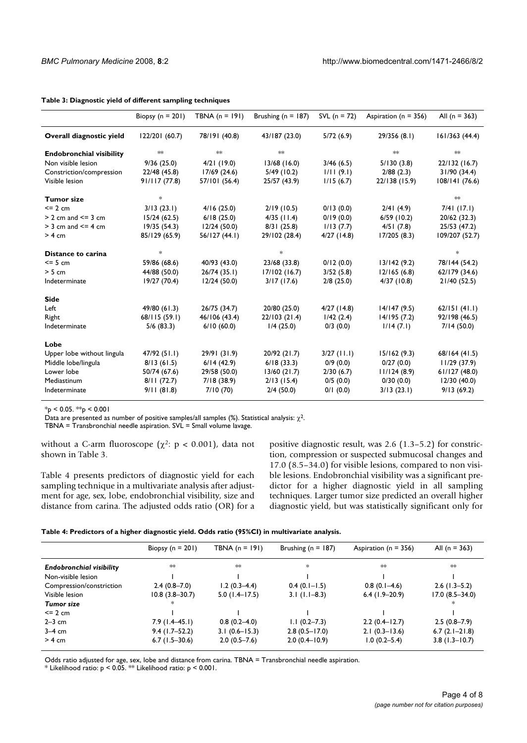**Table 3: Diagnostic yield of different sampling techniques**

| | Biopsy (n = 201) | TBNA (n = 191) | Brushing (n = 187) | SVL (n = 72) | Aspiration (n = 356) | All (n = 363) |
|---|---|---|---|---|---|---|
| **Overall diagnostic yield** | 122/201 (60.7) | 78/191 (40.8) | 43/187 (23.0) | 5/72 (6.9) | 29/356 (8.1) | 161/363 (44.4) |
| **Endobronchial visibility** | ** | ** | ** | | ** | ** |
| Non visible lesion | 9/36 (25.0) | 4/21 (19.0) | 13/68 (16.0) | 3/46 (6.5) | 5/130 (3.8) | 22/132 (16.7) |
| Constriction/compression | 22/48 (45.8) | 17/69 (24.6) | 5/49 (10.2) | 1/11 (9.1) | 2/88 (2.3) | 31/90 (34.4) |
| Visible lesion | 91/117 (77.8) | 57/101 (56.4) | 25/57 (43.9) | 1/15 (6.7) | 22/138 (15.9) | 108/141 (76.6) |
| **Tumor size** | * | | | | | ** |
| <= 2 cm | 3/13 (23.1) | 4/16 (25.0) | 2/19 (10.5) | 0/13 (0.0) | 2/41 (4.9) | 7/41 (17.1) |
| > 2 cm and <= 3 cm | 15/24 (62.5) | 6/18 (25.0) | 4/35 (11.4) | 0/19 (0.0) | 6/59 (10.2) | 20/62 (32.3) |
| > 3 cm and <= 4 cm | 19/35 (54.3) | 12/24 (50.0) | 8/31 (25.8) | 1/13 (7.7) | 4/51 (7.8) | 25/53 (47.2) |
| > 4 cm | 85/129 (65.9) | 56/127 (44.1) | 29/102 (28.4) | 4/27 (14.8) | 17/205 (8.3) | 109/207 (52.7) |
| **Distance to carina** | * | | * | | | * |
| <= 5 cm | 59/86 (68.6) | 40/93 (43.0) | 23/68 (33.8) | 0/12 (0.0) | 13/142 (9.2) | 78/144 (54.2) |
| > 5 cm | 44/88 (50.0) | 26/74 (35.1) | 17/102 (16.7) | 3/52 (5.8) | 12/165 (6.8) | 62/179 (34.6) |
| Indeterminate | 19/27 (70.4) | 12/24 (50.0) | 3/17 (17.6) | 2/8 (25.0) | 4/37 (10.8) | 21/40 (52.5) |
| **Side** | | | | | | |
| Left | 49/80 (61.3) | 26/75 (34.7) | 20/80 (25.0) | 4/27 (14.8) | 14/147 (9.5) | 62/151 (41.1) |
| Right | 68/115 (59.1) | 46/106 (43.4) | 22/103 (21.4) | 1/42 (2.4) | 14/195 (7.2) | 92/198 (46.5) |
| Indeterminate | 5/6 (83.3) | 6/10 (60.0) | 1/4 (25.0) | 0/3 (0.0) | 1/14 (7.1) | 7/14 (50.0) |
| **Lobe** | | | | | | |
| Upper lobe without lingula | 47/92 (51.1) | 29/91 (31.9) | 20/92 (21.7) | 3/27 (11.1) | 15/162 (9.3) | 68/164 (41.5) |
| Middle lobe/lingula | 8/13 (61.5) | 6/14 (42.9) | 6/18 (33.3) | 0/9 (0.0) | 0/27 (0.0) | 11/29 (37.9) |
| Lower lobe | 50/74 (67.6) | 29/58 (50.0) | 13/60 (21.7) | 2/30 (6.7) | 11/124 (8.9) | 61/127 (48.0) |
| Mediastinum | 8/11 (72.7) | 7/18 (38.9) | 2/13 (15.4) | 0/5 (0.0) | 0/30 (0.0) | 12/30 (40.0) |
| Indeterminate | 9/11 (81.8) | 7/10 (70) | 2/4 (50.0) | 0/1 (0.0) | 3/13 (23.1) | 9/13 (69.2) |

*p < 0.05. **p < 0.001

Data are presented as number of positive samples/all samples (%). Statistical analysis: $\chi^2$.

TBNA = Transbronchial needle aspiration. SVL = Small volume lavage.

without a C-arm fluoroscope ($\chi^2$: $p < 0.001$), data not shown in Table 3.

Table 4 presents predictors of diagnostic yield for each sampling technique in a multivariate analysis after adjustment for age, sex, lobe, endobronchial visibility, size and distance from carina. The adjusted odds ratio (OR) for a positive diagnostic result, was 2.6 (1.3–5.2) for constriction, compression or suspected submucosal changes and 17.0 (8.5–34.0) for visible lesions, compared to non visible lesions. Endobronchial visibility was a significant predictor for a higher diagnostic yield in all sampling techniques. Larger tumor size predicted an overall higher diagnostic yield, but was statistically significant only for

**Table 4: Predictors of a higher diagnostic yield. Odds ratio (95%CI) in multivariate analysis.**

| | Biopsy (n = 201) | TBNA (n = 191) | Brushing (n = 187) | Aspiration (n = 356) | All (n = 363) |
|---|---|---|---|---|---|
| ***Endobronchial visibility*** | ** | ** | * | ** | ** |
| Non-visible lesion | 1 | 1 | 1 | 1 | 1 |
| Compression/constriction | 2.4 (0.8–7.0) | 1.2 (0.3–4.4) | 0.4 (0.1–1.5) | 0.8 (0.1–4.6) | 2.6 (1.3–5.2) |
| Visible lesion | 10.8 (3.8–30.7) | 5.0 (1.4–17.5) | 3.1 (1.1–8.3) | 6.4 (1.9–20.9) | 17.0 (8.5–34.0) |
| ***Tumor size*** | * | | | | * |
| <= 2 cm | 1 | 1 | 1 | 1 | 1 |
| 2–3 cm | 7.9 (1.4–45.1) | 0.8 (0.2–4.0) | 1.1 (0.2–7.3) | 2.2 (0.4–12.7) | 2.5 (0.8–7.9) |
| 3–4 cm | 9.4 (1.7–52.2) | 3.1 (0.6–15.3) | 2.8 (0.5–17.0) | 2.1 (0.3–13.6) | 6.7 (2.1–21.8) |
| > 4 cm | 6.7 (1.5–30.6) | 2.0 (0.5–7.6) | 2.0 (0.4–10.9) | 1.0 (0.2–5.4) | 3.8 (1.3–10.7) |

Odds ratio adjusted for age, sex, lobe and distance from carina. TBNA = Transbronchial needle aspiration.

* Likelihood ratio: $p < 0.05$. ** Likelihood ratio: $p < 0.001$.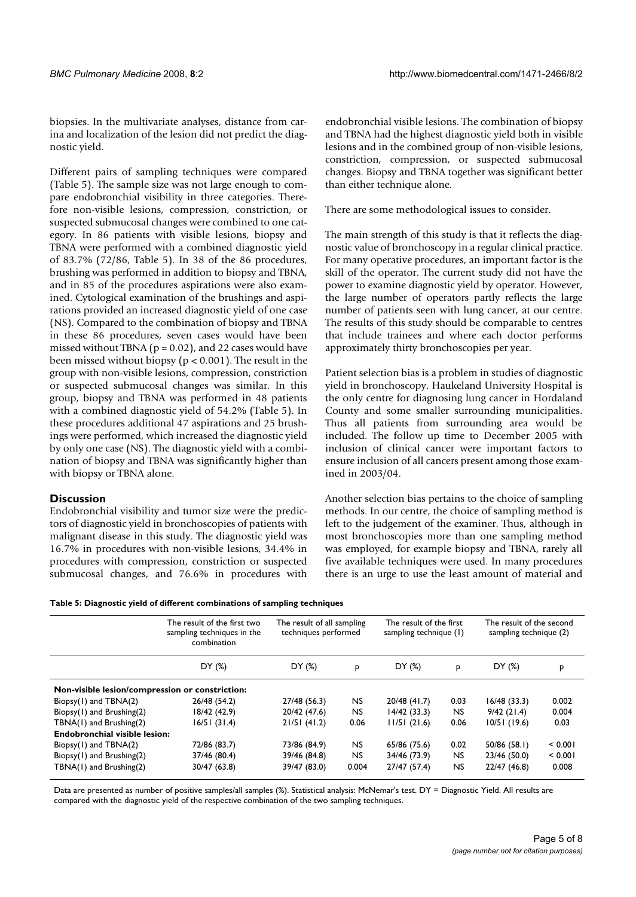biopsies. In the multivariate analyses, distance from carina and localization of the lesion did not predict the diagnostic yield.

Different pairs of sampling techniques were compared (Table 5). The sample size was not large enough to compare endobronchial visibility in three categories. Therefore non-visible lesions, compression, constriction, or suspected submucosal changes were combined to one category. In 86 patients with visible lesions, biopsy and TBNA were performed with a combined diagnostic yield of 83.7% (72/86, Table 5). In 38 of the 86 procedures, brushing was performed in addition to biopsy and TBNA, and in 85 of the procedures aspirations were also examined. Cytological examination of the brushings and aspirations provided an increased diagnostic yield of one case (NS). Compared to the combination of biopsy and TBNA in these 86 procedures, seven cases would have been missed without TBNA ($p = 0.02$), and 22 cases would have been missed without biopsy ($p < 0.001$). The result in the group with non-visible lesions, compression, constriction or suspected submucosal changes was similar. In this group, biopsy and TBNA was performed in 48 patients with a combined diagnostic yield of 54.2% (Table 5). In these procedures additional 47 aspirations and 25 brushings were performed, which increased the diagnostic yield by only one case (NS). The diagnostic yield with a combination of biopsy and TBNA was significantly higher than with biopsy or TBNA alone.

## Discussion

Endobronchial visibility and tumor size were the predictors of diagnostic yield in bronchoscopies of patients with malignant disease in this study. The diagnostic yield was 16.7% in procedures with non-visible lesions, 34.4% in procedures with compression, constriction or suspected submucosal changes, and 76.6% in procedures with endobronchial visible lesions. The combination of biopsy and TBNA had the highest diagnostic yield both in visible lesions and in the combined group of non-visible lesions, constriction, compression, or suspected submucosal changes. Biopsy and TBNA together was significant better than either technique alone.

There are some methodological issues to consider.

The main strength of this study is that it reflects the diagnostic value of bronchoscopy in a regular clinical practice. For many operative procedures, an important factor is the skill of the operator. The current study did not have the power to examine diagnostic yield by operator. However, the large number of operators partly reflects the large number of patients seen with lung cancer, at our centre. The results of this study should be comparable to centres that include trainees and where each doctor performs approximately thirty bronchoscopies per year.

Patient selection bias is a problem in studies of diagnostic yield in bronchoscopy. Haukeland University Hospital is the only centre for diagnosing lung cancer in Hordaland County and some smaller surrounding municipalities. Thus all patients from surrounding area would be included. The follow up time to December 2005 with inclusion of clinical cancer were important factors to ensure inclusion of all cancers present among those examined in 2003/04.

Another selection bias pertains to the choice of sampling methods. In our centre, the choice of sampling method is left to the judgement of the examiner. Thus, although in most bronchoscopies more than one sampling method was employed, for example biopsy and TBNA, rarely all five available techniques were used. In many procedures there is an urge to use the least amount of material and

**Table 5: Diagnostic yield of different combinations of sampling techniques**

| | The result of the first two sampling techniques in the combination | The result of all sampling techniques performed | | The result of the first sampling technique (1) | | The result of the second sampling technique (2) | |
|---|---|---|---|---|---|---|---|
| | DY (%) | DY (%) | p | DY (%) | p | DY (%) | p |
| **Non-visible lesion/compression or constriction:** | | | | | | | |
| Biopsy(1) and TBNA(2) | 26/48 (54.2) | 27/48 (56.3) | NS | 20/48 (41.7) | 0.03 | 16/48 (33.3) | 0.002 |
| Biopsy(1) and Brushing(2) | 18/42 (42.9) | 20/42 (47.6) | NS | 14/42 (33.3) | NS | 9/42 (21.4) | 0.004 |
| TBNA(1) and Brushing(2) | 16/51 (31.4) | 21/51 (41.2) | 0.06 | 11/51 (21.6) | 0.06 | 10/51 (19.6) | 0.03 |
| **Endobronchial visible lesion:** | | | | | | | |
| Biopsy(1) and TBNA(2) | 72/86 (83.7) | 73/86 (84.9) | NS | 65/86 (75.6) | 0.02 | 50/86 (58.1) | < 0.001 |
| Biopsy(1) and Brushing(2) | 37/46 (80.4) | 39/46 (84.8) | NS | 34/46 (73.9) | NS | 23/46 (50.0) | < 0.001 |
| TBNA(1) and Brushing(2) | 30/47 (63.8) | 39/47 (83.0) | 0.004 | 27/47 (57.4) | NS | 22/47 (46.8) | 0.008 |

Data are presented as number of positive samples/all samples (%). Statistical analysis: McNemar's test. DY = Diagnostic Yield. All results are compared with the diagnostic yield of the respective combination of the two sampling techniques.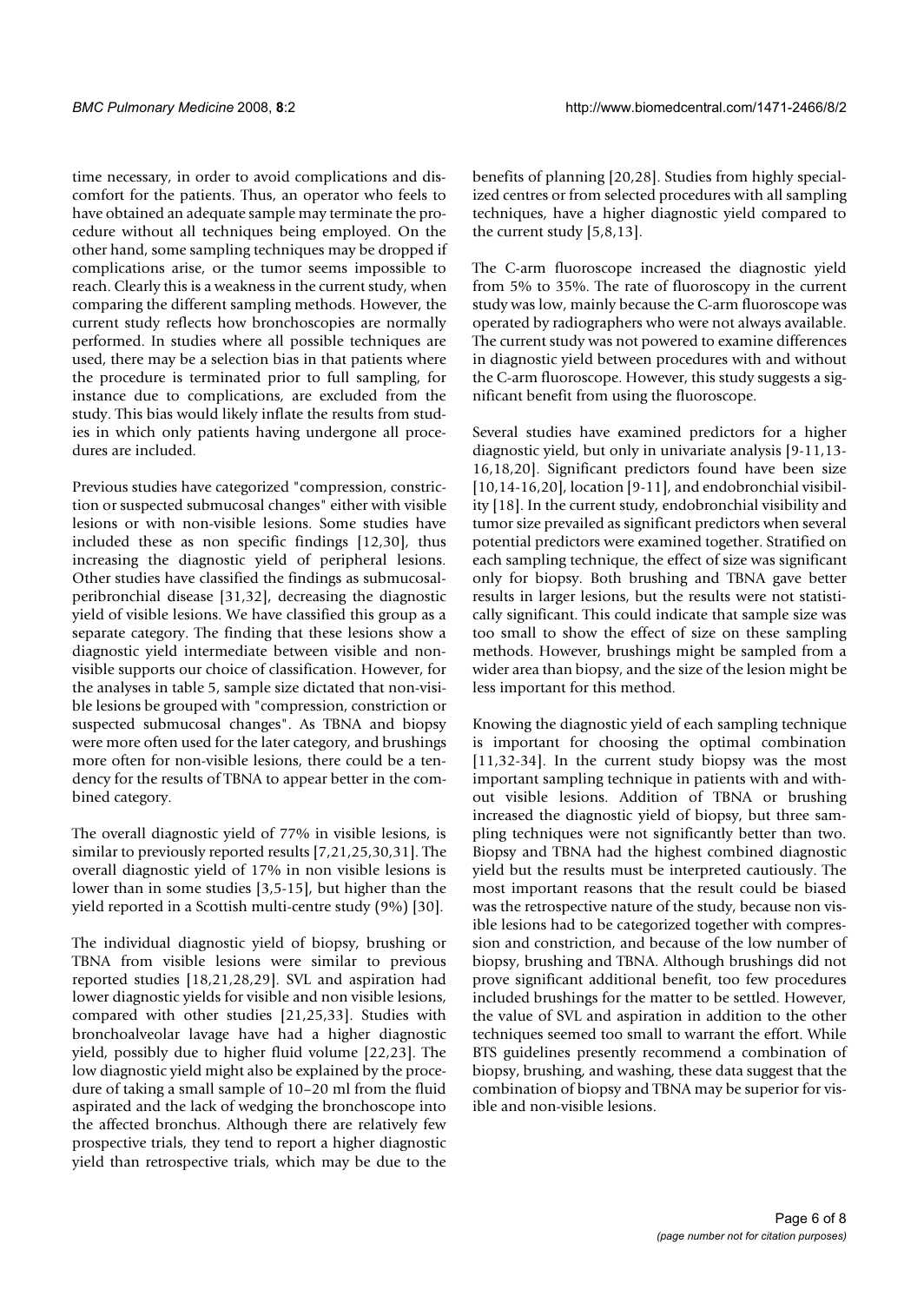time necessary, in order to avoid complications and discomfort for the patients. Thus, an operator who feels to have obtained an adequate sample may terminate the procedure without all techniques being employed. On the other hand, some sampling techniques may be dropped if complications arise, or the tumor seems impossible to reach. Clearly this is a weakness in the current study, when comparing the different sampling methods. However, the current study reflects how bronchoscopies are normally performed. In studies where all possible techniques are used, there may be a selection bias in that patients where the procedure is terminated prior to full sampling, for instance due to complications, are excluded from the study. This bias would likely inflate the results from studies in which only patients having undergone all procedures are included.

Previous studies have categorized "compression, constriction or suspected submucosal changes" either with visible lesions or with non-visible lesions. Some studies have included these as non specific findings [12,30], thus increasing the diagnostic yield of peripheral lesions. Other studies have classified the findings as submucosal-peribronchial disease [31,32], decreasing the diagnostic yield of visible lesions. We have classified this group as a separate category. The finding that these lesions show a diagnostic yield intermediate between visible and non-visible supports our choice of classification. However, for the analyses in table 5, sample size dictated that non-visible lesions be grouped with "compression, constriction or suspected submucosal changes". As TBNA and biopsy were more often used for the later category, and brushings more often for non-visible lesions, there could be a tendency for the results of TBNA to appear better in the combined category.

The overall diagnostic yield of 77% in visible lesions, is similar to previously reported results [7,21,25,30,31]. The overall diagnostic yield of 17% in non visible lesions is lower than in some studies [3,5-15], but higher than the yield reported in a Scottish multi-centre study (9%) [30].

The individual diagnostic yield of biopsy, brushing or TBNA from visible lesions were similar to previous reported studies [18,21,28,29]. SVL and aspiration had lower diagnostic yields for visible and non visible lesions, compared with other studies [21,25,33]. Studies with bronchoalveolar lavage have had a higher diagnostic yield, possibly due to higher fluid volume [22,23]. The low diagnostic yield might also be explained by the procedure of taking a small sample of 10–20 ml from the fluid aspirated and the lack of wedging the bronchoscope into the affected bronchus. Although there are relatively few prospective trials, they tend to report a higher diagnostic yield than retrospective trials, which may be due to the benefits of planning [20,28]. Studies from highly specialized centres or from selected procedures with all sampling techniques, have a higher diagnostic yield compared to the current study [5,8,13].

The C-arm fluoroscope increased the diagnostic yield from 5% to 35%. The rate of fluoroscopy in the current study was low, mainly because the C-arm fluoroscope was operated by radiographers who were not always available. The current study was not powered to examine differences in diagnostic yield between procedures with and without the C-arm fluoroscope. However, this study suggests a significant benefit from using the fluoroscope.

Several studies have examined predictors for a higher diagnostic yield, but only in univariate analysis [9-11,13-16,18,20]. Significant predictors found have been size [10,14-16,20], location [9-11], and endobronchial visibility [18]. In the current study, endobronchial visibility and tumor size prevailed as significant predictors when several potential predictors were examined together. Stratified on each sampling technique, the effect of size was significant only for biopsy. Both brushing and TBNA gave better results in larger lesions, but the results were not statistically significant. This could indicate that sample size was too small to show the effect of size on these sampling methods. However, brushings might be sampled from a wider area than biopsy, and the size of the lesion might be less important for this method.

Knowing the diagnostic yield of each sampling technique is important for choosing the optimal combination [11,32-34]. In the current study biopsy was the most important sampling technique in patients with and without visible lesions. Addition of TBNA or brushing increased the diagnostic yield of biopsy, but three sampling techniques were not significantly better than two. Biopsy and TBNA had the highest combined diagnostic yield but the results must be interpreted cautiously. The most important reasons that the result could be biased was the retrospective nature of the study, because non visible lesions had to be categorized together with compression and constriction, and because of the low number of biopsy, brushing and TBNA. Although brushings did not prove significant additional benefit, too few procedures included brushings for the matter to be settled. However, the value of SVL and aspiration in addition to the other techniques seemed too small to warrant the effort. While BTS guidelines presently recommend a combination of biopsy, brushing, and washing, these data suggest that the combination of biopsy and TBNA may be superior for visible and non-visible lesions.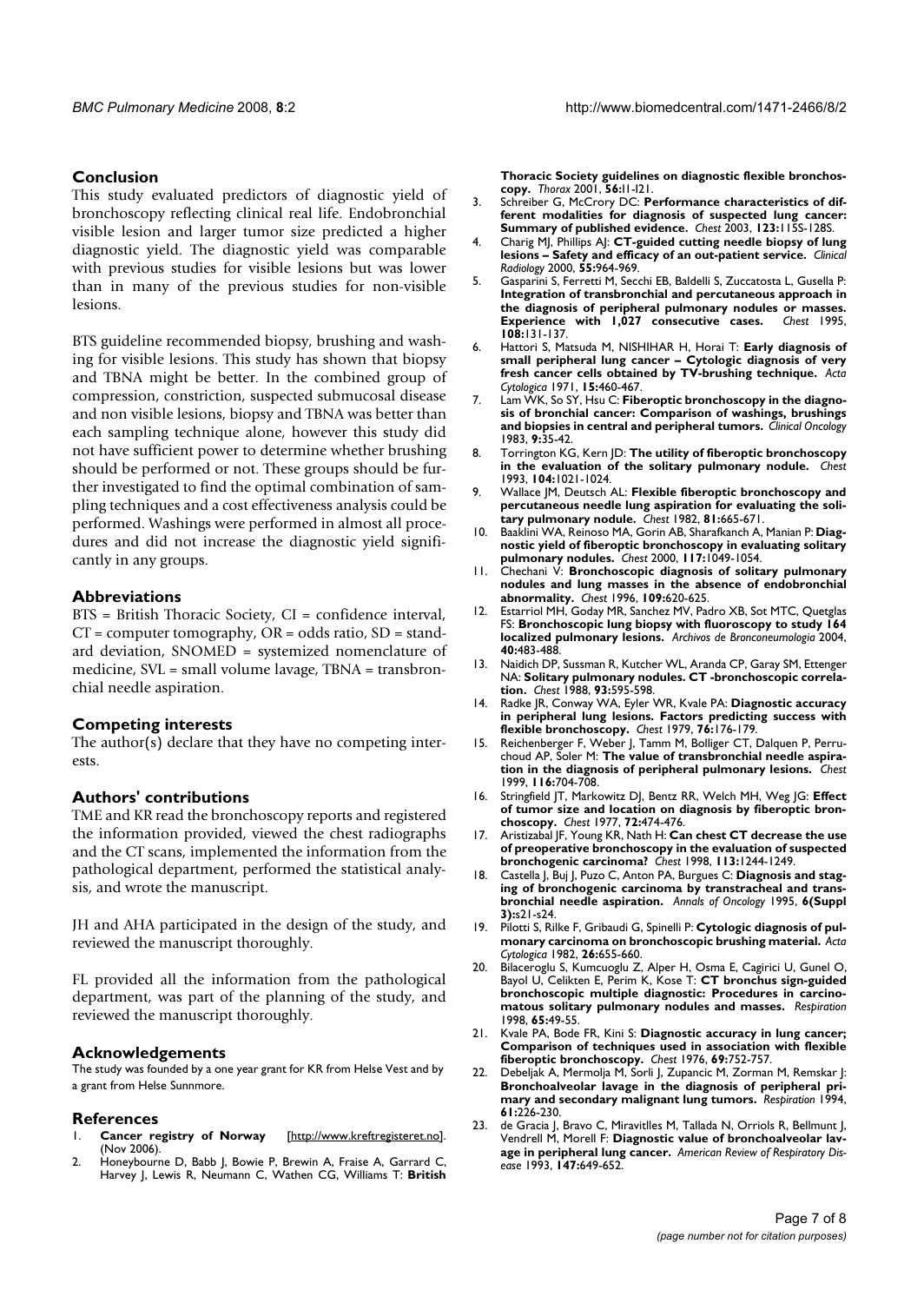## Conclusion

This study evaluated predictors of diagnostic yield of bronchoscopy reflecting clinical real life. Endobronchial visible lesion and larger tumor size predicted a higher diagnostic yield. The diagnostic yield was comparable with previous studies for visible lesions but was lower than in many of the previous studies for non-visible lesions.

BTS guideline recommended biopsy, brushing and washing for visible lesions. This study has shown that biopsy and TBNA might be better. In the combined group of compression, constriction, suspected submucosal disease and non visible lesions, biopsy and TBNA was better than each sampling technique alone, however this study did not have sufficient power to determine whether brushing should be performed or not. These groups should be further investigated to find the optimal combination of sampling techniques and a cost effectiveness analysis could be performed. Washings were performed in almost all procedures and did not increase the diagnostic yield significantly in any groups.

## Abbreviations

BTS = British Thoracic Society, CI = confidence interval, CT = computer tomography, OR = odds ratio, SD = standard deviation, SNOMED = systemized nomenclature of medicine, SVL = small volume lavage, TBNA = transbronchial needle aspiration.

## Competing interests

The author(s) declare that they have no competing interests.

## Authors' contributions

TME and KR read the bronchoscopy reports and registered the information provided, viewed the chest radiographs and the CT scans, implemented the information from the pathological department, performed the statistical analysis, and wrote the manuscript.

JH and AHA participated in the design of the study, and reviewed the manuscript thoroughly.

FL provided all the information from the pathological department, was part of the planning of the study, and reviewed the manuscript thoroughly.

## Acknowledgements

The study was founded by a one year grant for KR from Helse Vest and by a grant from Helse Sunnmore.

## References

1. **Cancer registry of Norway** [http://www.kreftregisteret.no]. (Nov 2006).
2. Honeybourne D, Babb J, Bowie P, Brewin A, Fraise A, Garrard C, Harvey J, Lewis R, Neumann C, Wathen CG, Williams T: **British Thoracic Society guidelines on diagnostic flexible bronchoscopy.** *Thorax* 2001, **56:**I1-I21.
3. Schreiber G, McCrory DC: **Performance characteristics of different modalities for diagnosis of suspected lung cancer: Summary of published evidence.** *Chest* 2003, **123:**115S-128S.
4. Charig MJ, Phillips AJ: **CT-guided cutting needle biopsy of lung lesions – Safety and efficacy of an out-patient service.** *Clinical Radiology* 2000, **55:**964-969.
5. Gasparini S, Ferretti M, Secchi EB, Baldelli S, Zuccatosta L, Gusella P: **Integration of transbronchial and percutaneous approach in the diagnosis of peripheral pulmonary nodules or masses. Experience with 1,027 consecutive cases.** *Chest* 1995, **108:**131-137.
6. Hattori S, Matsuda M, NISHIHAR H, Horai T: **Early diagnosis of small peripheral lung cancer – Cytologic diagnosis of very fresh cancer cells obtained by TV-brushing technique.** *Acta Cytologica* 1971, **15:**460-467.
7. Lam WK, So SY, Hsu C: **Fiberoptic bronchoscopy in the diagnosis of bronchial cancer: Comparison of washings, brushings and biopsies in central and peripheral tumors.** *Clinical Oncology* 1983, **9:**35-42.
8. Torrington KG, Kern JD: **The utility of fiberoptic bronchoscopy in the evaluation of the solitary pulmonary nodule.** *Chest* 1993, **104:**1021-1024.
9. Wallace JM, Deutsch AL: **Flexible fiberoptic bronchoscopy and percutaneous needle lung aspiration for evaluating the solitary pulmonary nodule.** *Chest* 1982, **81:**665-671.
10. Baaklini WA, Reinoso MA, Gorin AB, Sharafkanch A, Manian P: **Diagnostic yield of fiberoptic bronchoscopy in evaluating solitary pulmonary nodules.** *Chest* 2000, **117:**1049-1054.
11. Chechani V: **Bronchoscopic diagnosis of solitary pulmonary nodules and lung masses in the absence of endobronchial abnormality.** *Chest* 1996, **109:**620-625.
12. Estarriol MH, Goday MR, Sanchez MV, Padro XB, Sot MTC, Quetglas FS: **Bronchoscopic lung biopsy with fluoroscopy to study 164 localized pulmonary lesions.** *Archivos de Bronconeumologia* 2004, **40:**483-488.
13. Naidich DP, Sussman R, Kutcher WL, Aranda CP, Garay SM, Ettenger NA: **Solitary pulmonary nodules. CT -bronchoscopic correlation.** *Chest* 1988, **93:**595-598.
14. Radke JR, Conway WA, Eyler WR, Kvale PA: **Diagnostic accuracy in peripheral lung lesions. Factors predicting success with flexible bronchoscopy.** *Chest* 1979, **76:**176-179.
15. Reichenberger F, Weber J, Tamm M, Bolliger CT, Dalquen P, Perruchoud AP, Soler M: **The value of transbronchial needle aspiration in the diagnosis of peripheral pulmonary lesions.** *Chest* 1999, **116:**704-708.
16. Stringfield JT, Markowitz DJ, Bentz RR, Welch MH, Weg JG: **Effect of tumor size and location on diagnosis by fiberoptic bronchoscopy.** *Chest* 1977, **72:**474-476.
17. Aristizabal JF, Young KR, Nath H: **Can chest CT decrease the use of preoperative bronchoscopy in the evaluation of suspected bronchogenic carcinoma?** *Chest* 1998, **113:**1244-1249.
18. Castella J, Buj J, Puzo C, Anton PA, Burgues C: **Diagnosis and staging of bronchogenic carcinoma by transtracheal and transbronchial needle aspiration.** *Annals of Oncology* 1995, **6(Suppl 3):**s21-s24.
19. Pilotti S, Rilke F, Gribaudi G, Spinelli P: **Cytologic diagnosis of pulmonary carcinoma on bronchoscopic brushing material.** *Acta Cytologica* 1982, **26:**655-660.
20. Bilaceroglu S, Kumcuoglu Z, Alper H, Osma E, Cagirici U, Gunel O, Bayol U, Celikten E, Perim K, Kose T: **CT bronchus sign-guided bronchoscopic multiple diagnostic: Procedures in carcinomatous solitary pulmonary nodules and masses.** *Respiration* 1998, **65:**49-55.
21. Kvale PA, Bode FR, Kini S: **Diagnostic accuracy in lung cancer; Comparison of techniques used in association with flexible fiberoptic bronchoscopy.** *Chest* 1976, **69:**752-757.
22. Debeljak A, Mermolja M, Sorli J, Zupancic M, Zorman M, Remskar J: **Bronchoalveolar lavage in the diagnosis of peripheral primary and secondary malignant lung tumors.** *Respiration* 1994, **61:**226-230.
23. de Gracia J, Bravo C, Miravitlles M, Tallada N, Orriols R, Bellmunt J, Vendrell M, Morell F: **Diagnostic value of bronchoalveolar lavage in peripheral lung cancer.** *American Review of Respiratory Disease* 1993, **147:**649-652.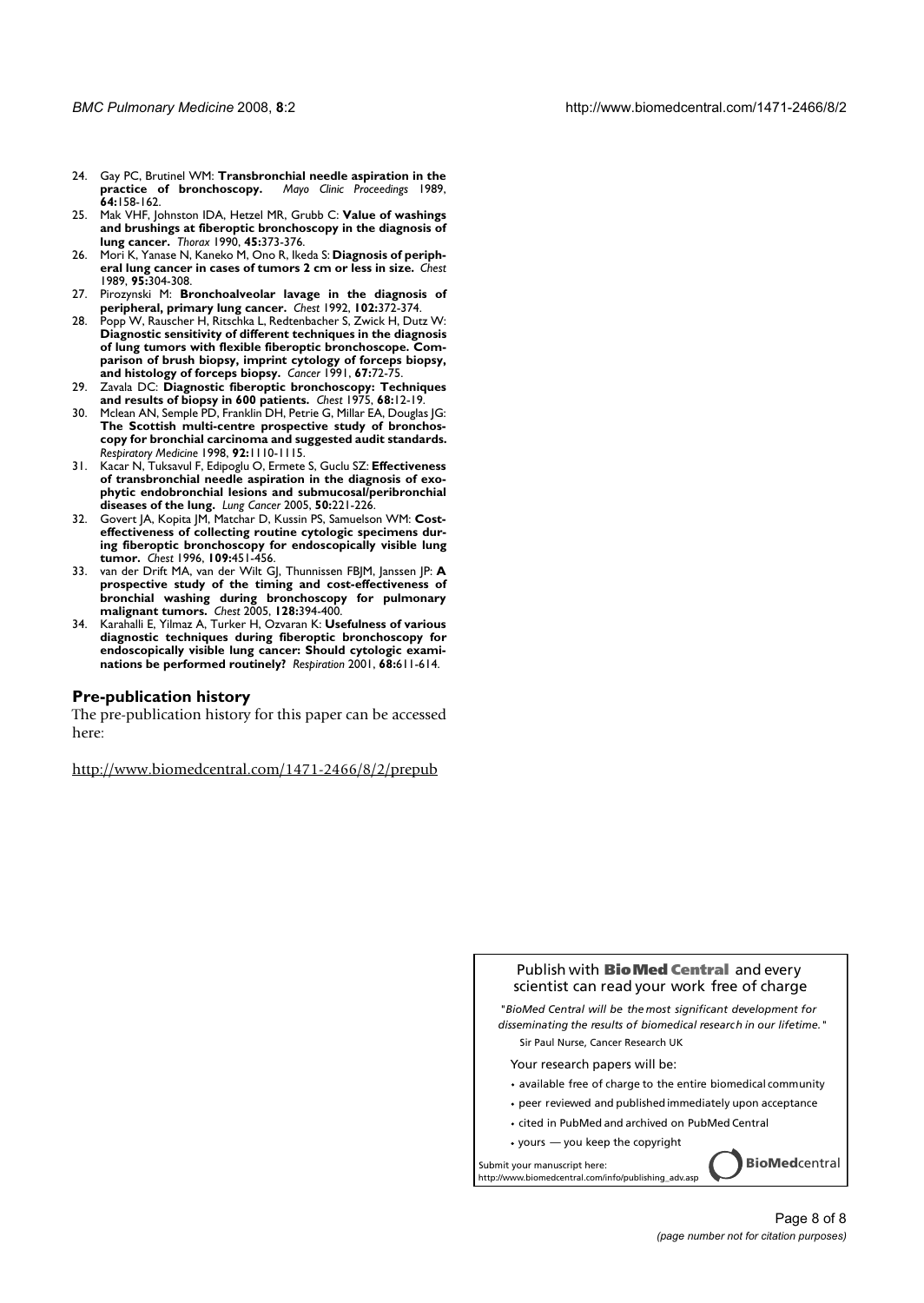24. Gay PC, Brutinel WM: **Transbronchial needle aspiration in the practice of bronchoscopy.** *Mayo Clinic Proceedings* 1989, **64:**158-162.
25. Mak VHF, Johnston IDA, Hetzel MR, Grubb C: **Value of washings and brushings at fiberoptic bronchoscopy in the diagnosis of lung cancer.** *Thorax* 1990, **45:**373-376.
26. Mori K, Yanase N, Kaneko M, Ono R, Ikeda S: **Diagnosis of peripheral lung cancer in cases of tumors 2 cm or less in size.** *Chest* 1989, **95:**304-308.
27. Pirozynski M: **Bronchoalveolar lavage in the diagnosis of peripheral, primary lung cancer.** *Chest* 1992, **102:**372-374.
28. Popp W, Rauscher H, Ritschka L, Redtenbacher S, Zwick H, Dutz W: **Diagnostic sensitivity of different techniques in the diagnosis of lung tumors with flexible fiberoptic bronchoscope. Comparison of brush biopsy, imprint cytology of forceps biopsy, and histology of forceps biopsy.** *Cancer* 1991, **67:**72-75.
29. Zavala DC: **Diagnostic fiberoptic bronchoscopy: Techniques and results of biopsy in 600 patients.** *Chest* 1975, **68:**12-19.
30. Mclean AN, Semple PD, Franklin DH, Petrie G, Millar EA, Douglas JG: **The Scottish multi-centre prospective study of bronchoscopy for bronchial carcinoma and suggested audit standards.** *Respiratory Medicine* 1998, **92:**1110-1115.
31. Kacar N, Tuksavul F, Edipoglu O, Ermete S, Guclu SZ: **Effectiveness of transbronchial needle aspiration in the diagnosis of exophytic endobronchial lesions and submucosal/peribronchial diseases of the lung.** *Lung Cancer* 2005, **50:**221-226.
32. Govert JA, Kopita JM, Matchar D, Kussin PS, Samuelson WM: **Cost-effectiveness of collecting routine cytologic specimens during fiberoptic bronchoscopy for endoscopically visible lung tumor.** *Chest* 1996, **109:**451-456.
33. van der Drift MA, van der Wilt GJ, Thunnissen FBJM, Janssen JP: **A prospective study of the timing and cost-effectiveness of bronchial washing during bronchoscopy for pulmonary malignant tumors.** *Chest* 2005, **128:**394-400.
34. Karahalli E, Yilmaz A, Turker H, Ozvaran K: **Usefulness of various diagnostic techniques during fiberoptic bronchoscopy for endoscopically visible lung cancer: Should cytologic examinations be performed routinely?** *Respiration* 2001, **68:**611-614.

## Pre-publication history

The pre-publication history for this paper can be accessed here:

http://www.biomedcentral.com/1471-2466/8/2/prepub

Publish with **BioMed Central** and every scientist can read your work free of charge

*"BioMed Central will be the most significant development for disseminating the results of biomedical research in our lifetime."*
Sir Paul Nurse, Cancer Research UK

Your research papers will be:

- available free of charge to the entire biomedical community
- peer reviewed and published immediately upon acceptance
- cited in PubMed and archived on PubMed Central
- yours — you keep the copyright

Submit your manuscript here:
http://www.biomedcentral.com/info/publishing_adv.asp

**BioMed**central